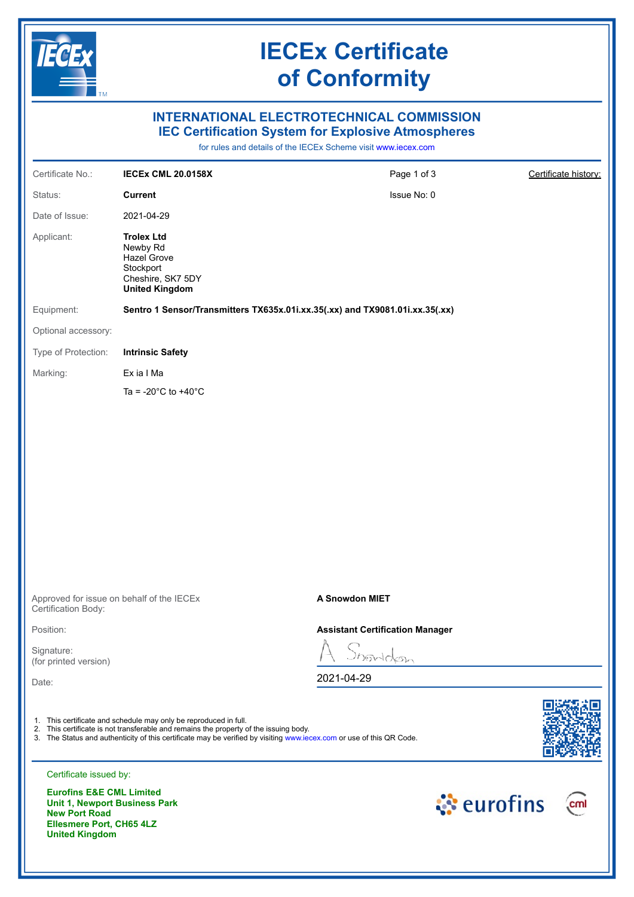# IECEx Certificate of Conformity

## INTERNATIONAL ELECTROTECHNICAL COMMISSION
## IEC Certification System for Explosive Atmospheres

for rules and details of the IECEx Scheme visit www.iecex.com

| | | | |
|---|---|---|---|
| Certificate No.: | **IECEx CML 20.0158X** | Page 1 of 3 | Certificate history: |
| Status: | **Current** | Issue No: 0 | |
| Date of Issue: | 2021-04-29 | | |
| Applicant: | **Trolex Ltd**<br>Newby Rd<br>Hazel Grove<br>Stockport<br>Cheshire, SK7 5DY<br>**United Kingdom** | | |
| Equipment: | **Sentro 1 Sensor/Transmitters TX635x.01i.xx.35(.xx) and TX9081.01i.xx.35(.xx)** | | |
| Optional accessory: | | | |
| Type of Protection: | **Intrinsic Safety** | | |
| Marking: | Ex ia I Ma<br>Ta = -20°C to +40°C | | |

| | |
|---|---|
| Approved for issue on behalf of the IECEx Certification Body: | **A Snowdon MIET** |
| Position: | **Assistant Certification Manager** |
| Signature:<br>(for printed version) | A Snowdon |
| Date: | 2021-04-29 |

1. This certificate and schedule may only be reproduced in full.
2. This certificate is not transferable and remains the property of the issuing body.
3. The Status and authenticity of this certificate may be verified by visiting www.iecex.com or use of this QR Code.

Certificate issued by:

**Eurofins E&E CML Limited**
**Unit 1, Newport Business Park**
**New Port Road**
**Ellesmere Port, CH65 4LZ**
**United Kingdom**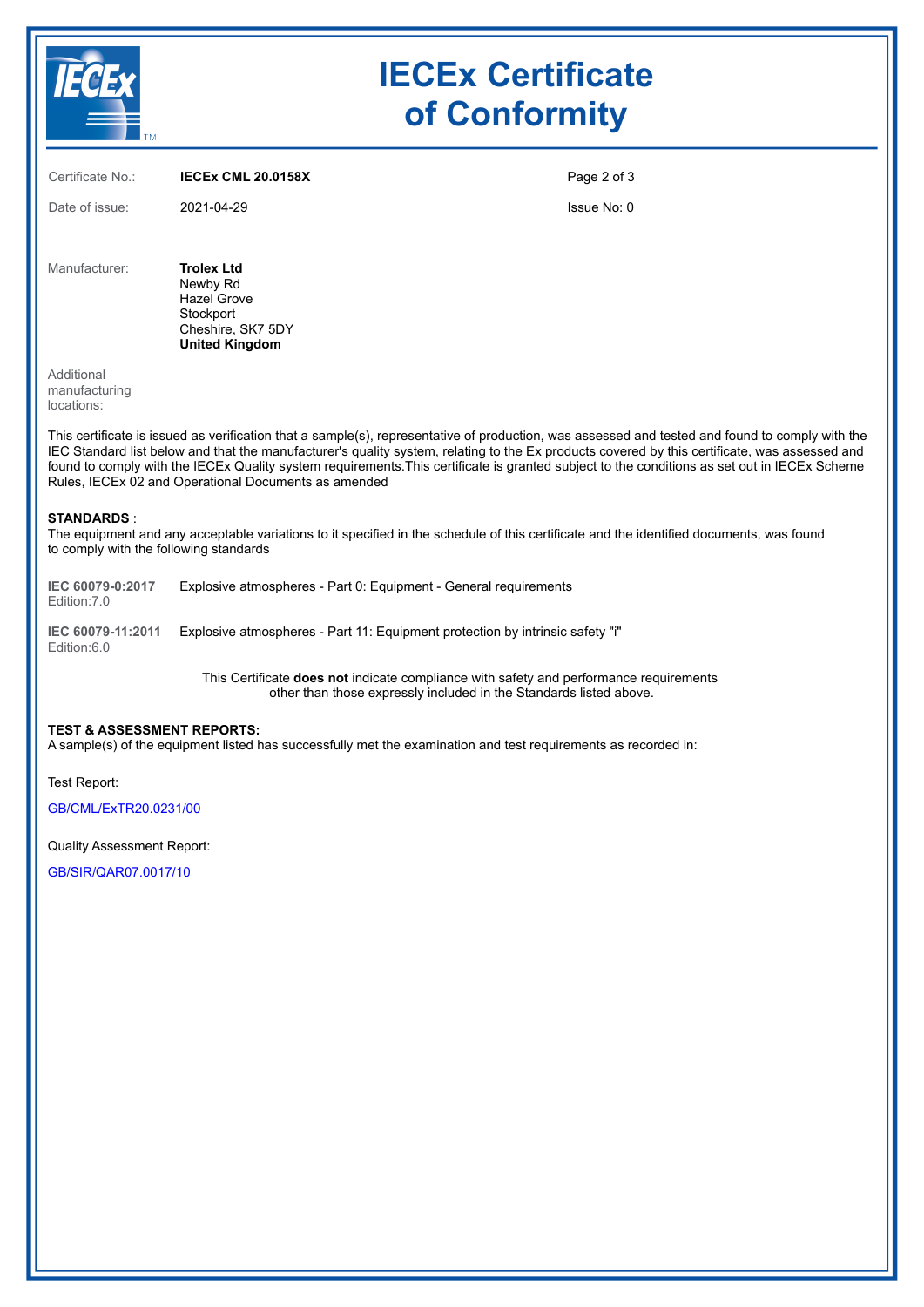# IECEx Certificate of Conformity

| | | |
|---|---|---|
| Certificate No.: | **IECEx CML 20.0158X** | |
| Date of issue: | 2021-04-29 | Issue No: 0 |

Manufacturer: **Trolex Ltd**
Newby Rd
Hazel Grove
Stockport
Cheshire, SK7 5DY
**United Kingdom**

Additional manufacturing locations:

This certificate is issued as verification that a sample(s), representative of production, was assessed and tested and found to comply with the IEC Standard list below and that the manufacturer's quality system, relating to the Ex products covered by this certificate, was assessed and found to comply with the IECEx Quality system requirements.This certificate is granted subject to the conditions as set out in IECEx Scheme Rules, IECEx 02 and Operational Documents as amended

**STANDARDS** :
The equipment and any acceptable variations to it specified in the schedule of this certificate and the identified documents, was found to comply with the following standards

| | |
|---|---|
| **IEC 60079-0:2017** Edition:7.0 | Explosive atmospheres - Part 0: Equipment - General requirements |
| **IEC 60079-11:2011** Edition:6.0 | Explosive atmospheres - Part 11: Equipment protection by intrinsic safety "i" |

This Certificate **does not** indicate compliance with safety and performance requirements other than those expressly included in the Standards listed above.

**TEST & ASSESSMENT REPORTS:**
A sample(s) of the equipment listed has successfully met the examination and test requirements as recorded in:

Test Report:

GB/CML/ExTR20.0231/00

Quality Assessment Report:

GB/SIR/QAR07.0017/10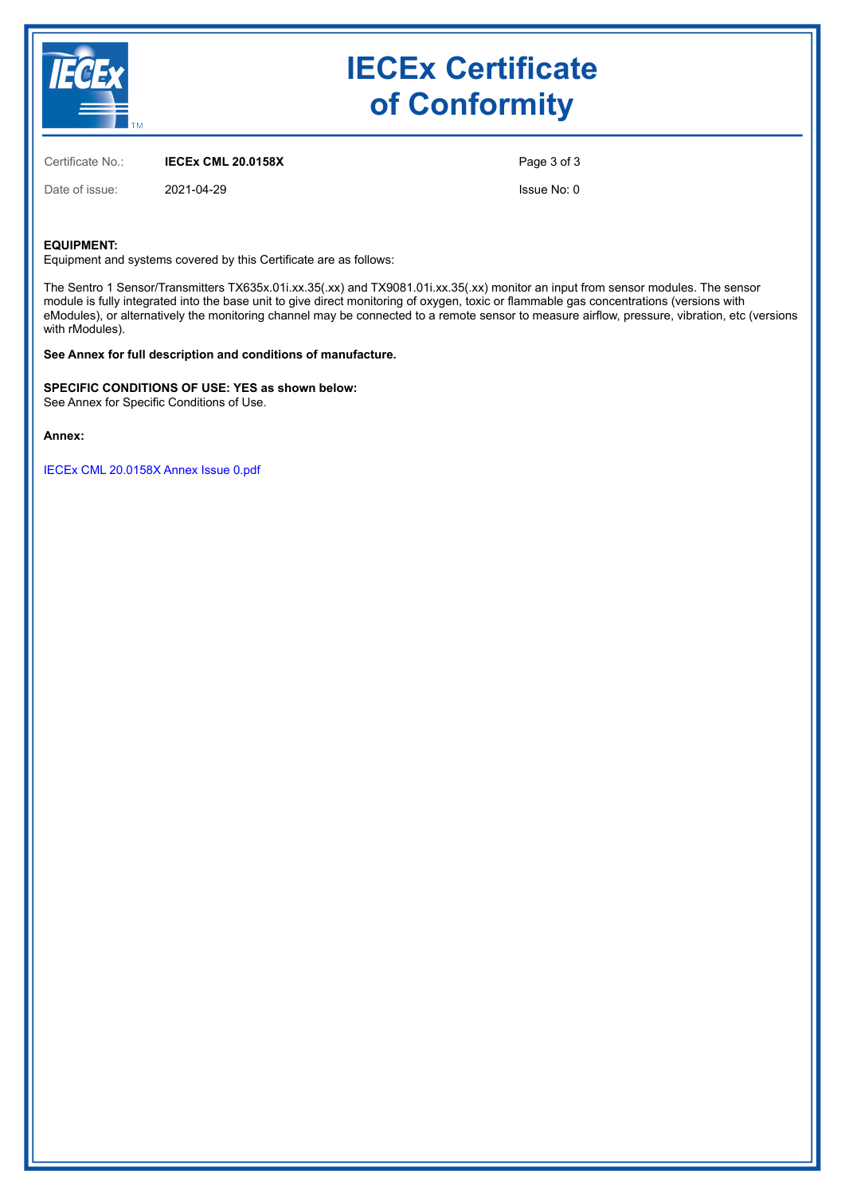# IECEx Certificate of Conformity

Certificate No.: **IECEx CML 20.0158X**

Date of issue: 2021-04-29

Issue No: 0

**EQUIPMENT:**
Equipment and systems covered by this Certificate are as follows:

The Sentro 1 Sensor/Transmitters TX635x.01i.xx.35(.xx) and TX9081.01i.xx.35(.xx) monitor an input from sensor modules. The sensor module is fully integrated into the base unit to give direct monitoring of oxygen, toxic or flammable gas concentrations (versions with eModules), or alternatively the monitoring channel may be connected to a remote sensor to measure airflow, pressure, vibration, etc (versions with rModules).

**See Annex for full description and conditions of manufacture.**

**SPECIFIC CONDITIONS OF USE: YES as shown below:**
See Annex for Specific Conditions of Use.

**Annex:**

IECEx CML 20.0158X Annex Issue 0.pdf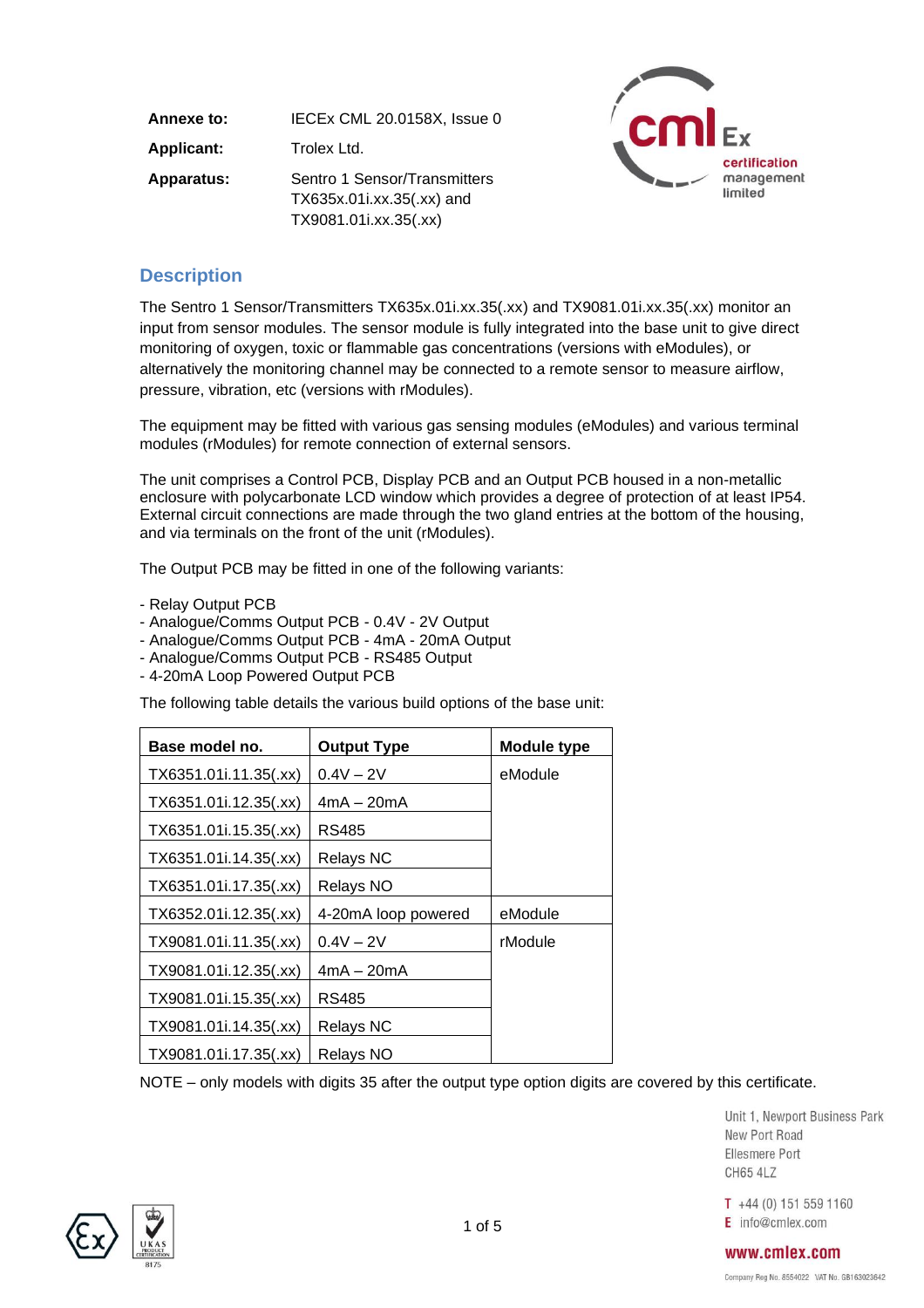| **Annexe to:** | IECEx CML 20.0158X, Issue 0 |
|---|---|
| **Applicant:** | Trolex Ltd. |
| **Apparatus:** | Sentro 1 Sensor/Transmitters TX635x.01i.xx.35(.xx) and TX9081.01i.xx.35(.xx) |

## Description

The Sentro 1 Sensor/Transmitters TX635x.01i.xx.35(.xx) and TX9081.01i.xx.35(.xx) monitor an input from sensor modules. The sensor module is fully integrated into the base unit to give direct monitoring of oxygen, toxic or flammable gas concentrations (versions with eModules), or alternatively the monitoring channel may be connected to a remote sensor to measure airflow, pressure, vibration, etc (versions with rModules).

The equipment may be fitted with various gas sensing modules (eModules) and various terminal modules (rModules) for remote connection of external sensors.

The unit comprises a Control PCB, Display PCB and an Output PCB housed in a non-metallic enclosure with polycarbonate LCD window which provides a degree of protection of at least IP54. External circuit connections are made through the two gland entries at the bottom of the housing, and via terminals on the front of the unit (rModules).

The Output PCB may be fitted in one of the following variants:

- Relay Output PCB
- Analogue/Comms Output PCB - 0.4V - 2V Output
- Analogue/Comms Output PCB - 4mA - 20mA Output
- Analogue/Comms Output PCB - RS485 Output
- 4-20mA Loop Powered Output PCB

The following table details the various build options of the base unit:

| Base model no. | Output Type | Module type |
|---|---|---|
| TX6351.01i.11.35(.xx) | 0.4V – 2V | eModule |
| TX6351.01i.12.35(.xx) | 4mA – 20mA | |
| TX6351.01i.15.35(.xx) | RS485 | |
| TX6351.01i.14.35(.xx) | Relays NC | |
| TX6351.01i.17.35(.xx) | Relays NO | |
| TX6352.01i.12.35(.xx) | 4-20mA loop powered | eModule |
| TX9081.01i.11.35(.xx) | 0.4V – 2V | rModule |
| TX9081.01i.12.35(.xx) | 4mA – 20mA | |
| TX9081.01i.15.35(.xx) | RS485 | |
| TX9081.01i.14.35(.xx) | Relays NC | |
| TX9081.01i.17.35(.xx) | Relays NO | |

NOTE – only models with digits 35 after the output type option digits are covered by this certificate.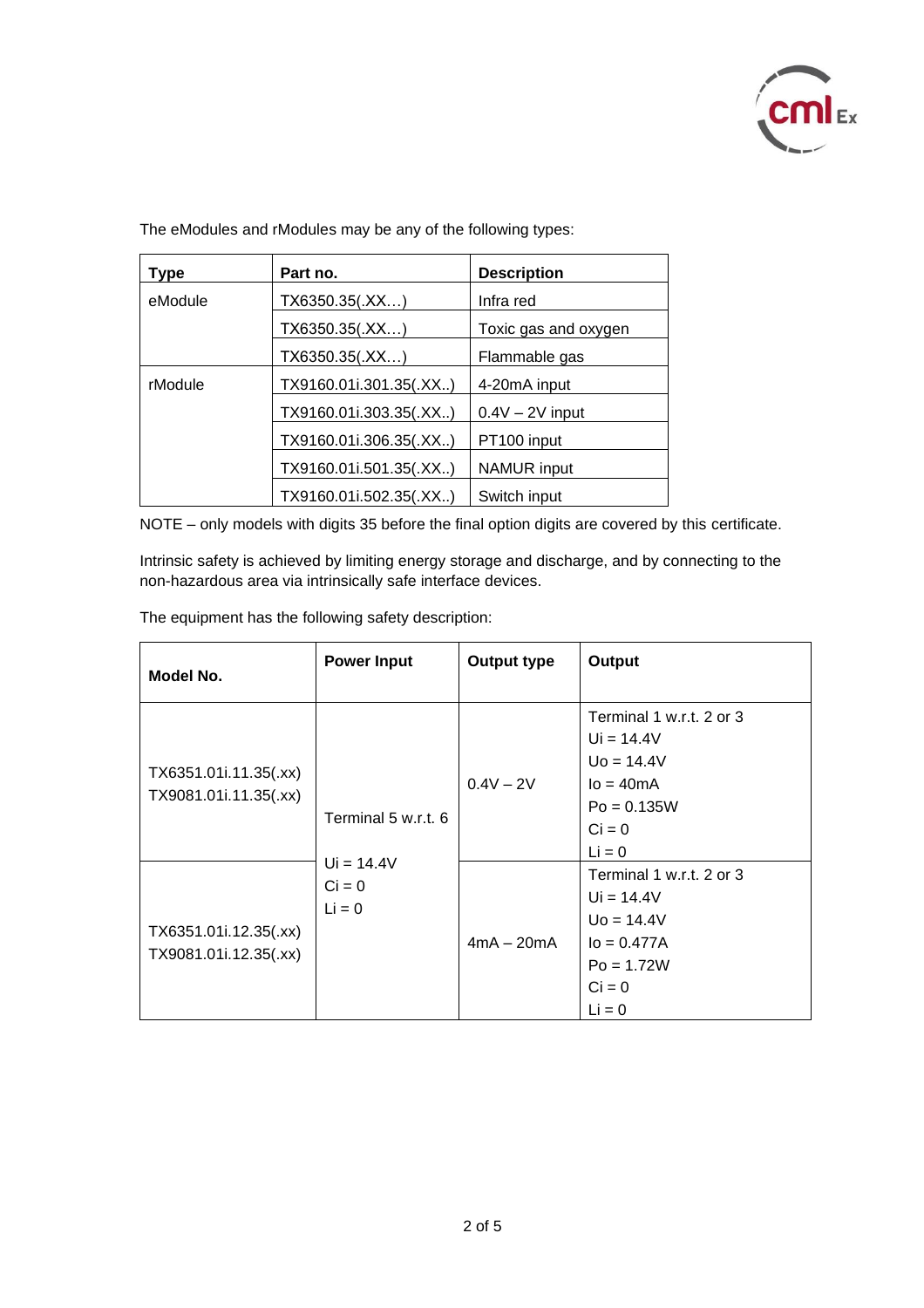The eModules and rModules may be any of the following types:

| Type | Part no. | Description |
|---|---|---|
| eModule | TX6350.35(.XX…) | Infra red |
| | TX6350.35(.XX…) | Toxic gas and oxygen |
| | TX6350.35(.XX…) | Flammable gas |
| rModule | TX9160.01i.301.35(.XX..) | 4-20mA input |
| | TX9160.01i.303.35(.XX..) | 0.4V – 2V input |
| | TX9160.01i.306.35(.XX..) | PT100 input |
| | TX9160.01i.501.35(.XX..) | NAMUR input |
| | TX9160.01i.502.35(.XX..) | Switch input |

NOTE – only models with digits 35 before the final option digits are covered by this certificate.

Intrinsic safety is achieved by limiting energy storage and discharge, and by connecting to the non-hazardous area via intrinsically safe interface devices.

The equipment has the following safety description:

| Model No. | Power Input | Output type | Output |
|---|---|---|---|
| TX6351.01i.11.35(.xx)<br>TX9081.01i.11.35(.xx) | Terminal 5 w.r.t. 6<br><br>Ui = 14.4V<br>Ci = 0<br>Li = 0 | 0.4V – 2V | Terminal 1 w.r.t. 2 or 3<br>Ui = 14.4V<br>Uo = 14.4V<br>Io = 40mA<br>Po = 0.135W<br>Ci = 0<br>Li = 0 |
| TX6351.01i.12.35(.xx)<br>TX9081.01i.12.35(.xx) | | 4mA – 20mA | Terminal 1 w.r.t. 2 or 3<br>Ui = 14.4V<br>Uo = 14.4V<br>Io = 0.477A<br>Po = 1.72W<br>Ci = 0<br>Li = 0 |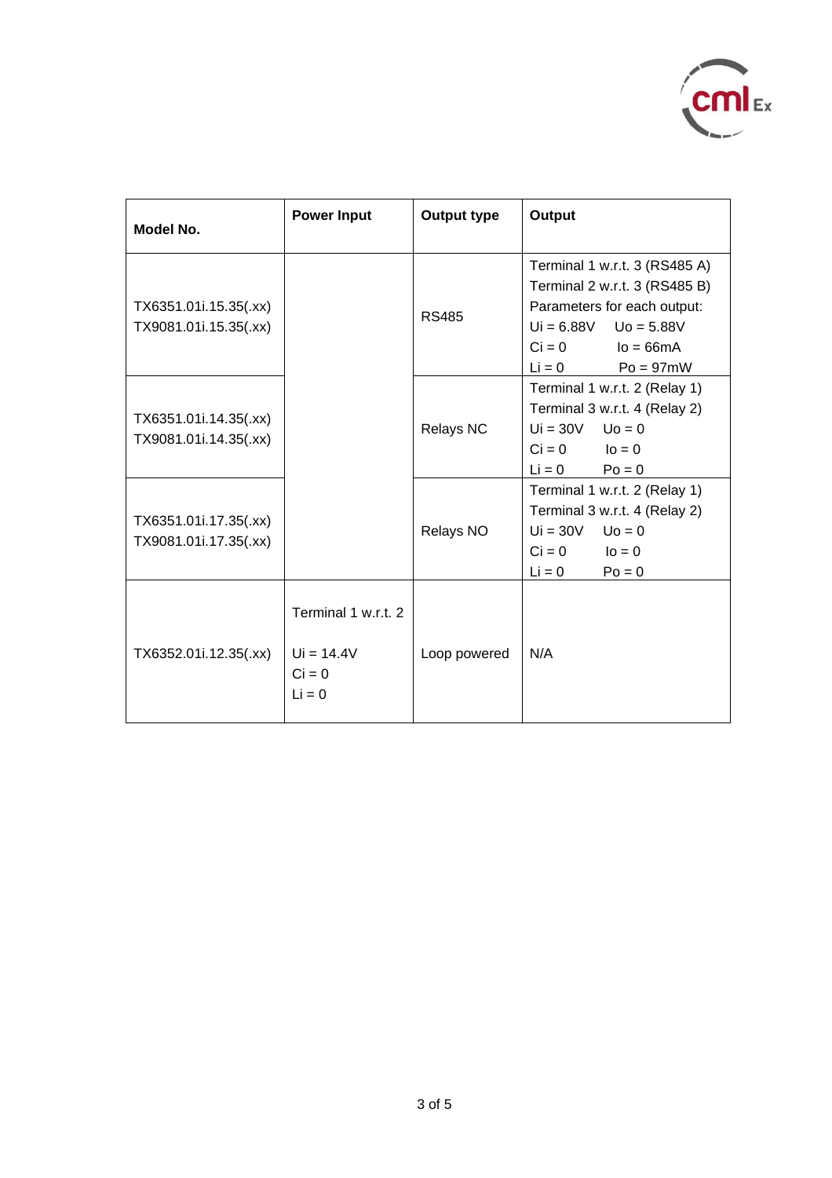| Model No. | Power Input | Output type | Output |
|---|---|---|---|
| TX6351.01i.15.35(.xx)<br>TX9081.01i.15.35(.xx) | | RS485 | Terminal 1 w.r.t. 3 (RS485 A)<br>Terminal 2 w.r.t. 3 (RS485 B)<br>Parameters for each output:<br>Ui = 6.88V   Uo = 5.88V<br>Ci = 0   Io = 66mA<br>Li = 0   Po = 97mW |
| TX6351.01i.14.35(.xx)<br>TX9081.01i.14.35(.xx) | | Relays NC | Terminal 1 w.r.t. 2 (Relay 1)<br>Terminal 3 w.r.t. 4 (Relay 2)<br>Ui = 30V   Uo = 0<br>Ci = 0   Io = 0<br>Li = 0   Po = 0 |
| TX6351.01i.17.35(.xx)<br>TX9081.01i.17.35(.xx) | | Relays NO | Terminal 1 w.r.t. 2 (Relay 1)<br>Terminal 3 w.r.t. 4 (Relay 2)<br>Ui = 30V   Uo = 0<br>Ci = 0   Io = 0<br>Li = 0   Po = 0 |
| TX6352.01i.12.35(.xx) | Terminal 1 w.r.t. 2<br><br>Ui = 14.4V<br>Ci = 0<br>Li = 0 | Loop powered | N/A |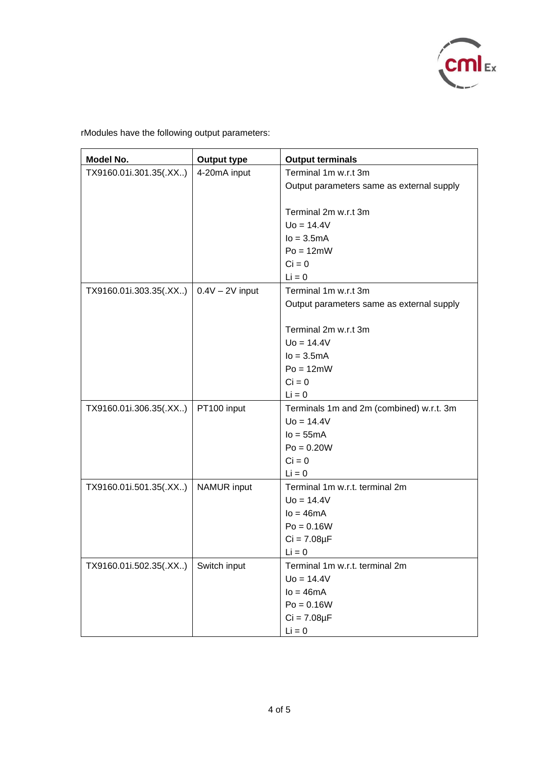rModules have the following output parameters:

| Model No. | Output type | Output terminals |
| --- | --- | --- |
| TX9160.01i.301.35(.XX..) | 4-20mA input | Terminal 1m w.r.t 3m<br>Output parameters same as external supply<br><br>Terminal 2m w.r.t 3m<br>$U_o$ = 14.4V<br>$I_o$ = 3.5mA<br>$P_o$ = 12mW<br>$C_i$ = 0<br>$L_i$ = 0 |
| TX9160.01i.303.35(.XX..) | 0.4V – 2V input | Terminal 1m w.r.t 3m<br>Output parameters same as external supply<br><br>Terminal 2m w.r.t 3m<br>$U_o$ = 14.4V<br>$I_o$ = 3.5mA<br>$P_o$ = 12mW<br>$C_i$ = 0<br>$L_i$ = 0 |
| TX9160.01i.306.35(.XX..) | PT100 input | Terminals 1m and 2m (combined) w.r.t. 3m<br>$U_o$ = 14.4V<br>$I_o$ = 55mA<br>$P_o$ = 0.20W<br>$C_i$ = 0<br>$L_i$ = 0 |
| TX9160.01i.501.35(.XX..) | NAMUR input | Terminal 1m w.r.t. terminal 2m<br>$U_o$ = 14.4V<br>$I_o$ = 46mA<br>$P_o$ = 0.16W<br>$C_i$ = 7.08µF<br>$L_i$ = 0 |
| TX9160.01i.502.35(.XX..) | Switch input | Terminal 1m w.r.t. terminal 2m<br>$U_o$ = 14.4V<br>$I_o$ = 46mA<br>$P_o$ = 0.16W<br>$C_i$ = 7.08µF<br>$L_i$ = 0 |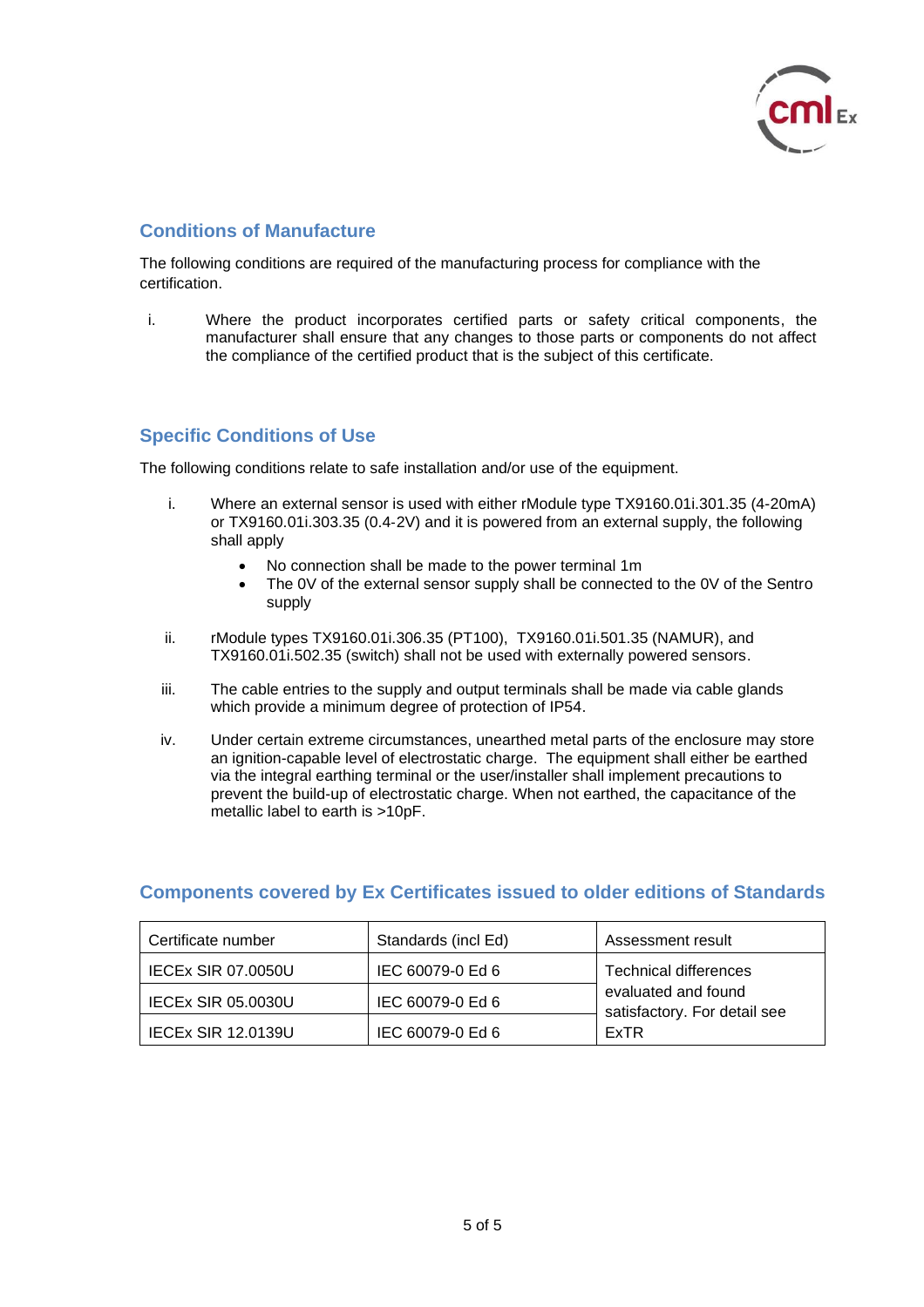## Conditions of Manufacture

The following conditions are required of the manufacturing process for compliance with the certification.

i. Where the product incorporates certified parts or safety critical components, the manufacturer shall ensure that any changes to those parts or components do not affect the compliance of the certified product that is the subject of this certificate.

## Specific Conditions of Use

The following conditions relate to safe installation and/or use of the equipment.

i. Where an external sensor is used with either rModule type TX9160.01i.301.35 (4-20mA) or TX9160.01i.303.35 (0.4-2V) and it is powered from an external supply, the following shall apply

   - No connection shall be made to the power terminal 1m
   - The 0V of the external sensor supply shall be connected to the 0V of the Sentro supply

ii. rModule types TX9160.01i.306.35 (PT100), TX9160.01i.501.35 (NAMUR), and TX9160.01i.502.35 (switch) shall not be used with externally powered sensors.

iii. The cable entries to the supply and output terminals shall be made via cable glands which provide a minimum degree of protection of IP54.

iv. Under certain extreme circumstances, unearthed metal parts of the enclosure may store an ignition-capable level of electrostatic charge. The equipment shall either be earthed via the integral earthing terminal or the user/installer shall implement precautions to prevent the build-up of electrostatic charge. When not earthed, the capacitance of the metallic label to earth is >10pF.

## Components covered by Ex Certificates issued to older editions of Standards

| Certificate number | Standards (incl Ed) | Assessment result |
|---|---|---|
| IECEx SIR 07.0050U | IEC 60079-0 Ed 6 | Technical differences evaluated and found satisfactory. For detail see ExTR |
| IECEx SIR 05.0030U | IEC 60079-0 Ed 6 | |
| IECEx SIR 12.0139U | IEC 60079-0 Ed 6 | |